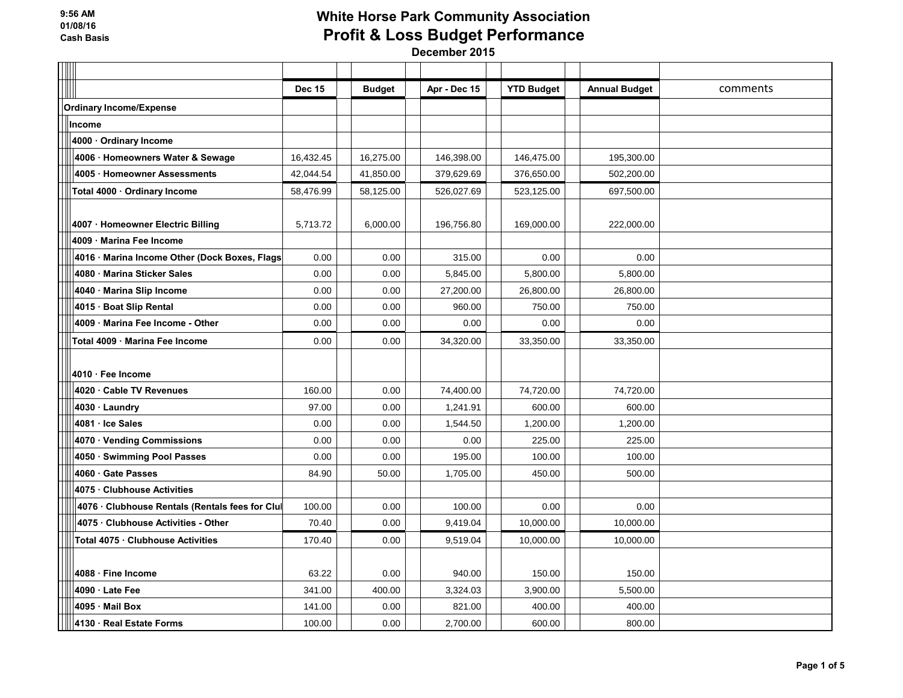9:56 AM
01/08/16
Cash Basis

# White Horse Park Community Association
## Profit & Loss Budget Performance
### December 2015

| | Dec 15 | Budget | Apr - Dec 15 | YTD Budget | Annual Budget | comments |
|---|---|---|---|---|---|---|
| **Ordinary Income/Expense** | | | | | | |
| **Income** | | | | | | |
| **4000 · Ordinary Income** | | | | | | |
| **4006 · Homeowners Water & Sewage** | 16,432.45 | 16,275.00 | 146,398.00 | 146,475.00 | 195,300.00 | |
| **4005 · Homeowner Assessments** | 42,044.54 | 41,850.00 | 379,629.69 | 376,650.00 | 502,200.00 | |
| **Total 4000 · Ordinary Income** | 58,476.99 | 58,125.00 | 526,027.69 | 523,125.00 | 697,500.00 | |
| **4007 · Homeowner Electric Billing** | 5,713.72 | 6,000.00 | 196,756.80 | 169,000.00 | 222,000.00 | |
| **4009 · Marina Fee Income** | | | | | | |
| **4016 · Marina Income Other (Dock Boxes, Flags** | 0.00 | 0.00 | 315.00 | 0.00 | 0.00 | |
| **4080 · Marina Sticker Sales** | 0.00 | 0.00 | 5,845.00 | 5,800.00 | 5,800.00 | |
| **4040 · Marina Slip Income** | 0.00 | 0.00 | 27,200.00 | 26,800.00 | 26,800.00 | |
| **4015 · Boat Slip Rental** | 0.00 | 0.00 | 960.00 | 750.00 | 750.00 | |
| **4009 · Marina Fee Income - Other** | 0.00 | 0.00 | 0.00 | 0.00 | 0.00 | |
| **Total 4009 · Marina Fee Income** | 0.00 | 0.00 | 34,320.00 | 33,350.00 | 33,350.00 | |
| **4010 · Fee Income** | | | | | | |
| **4020 · Cable TV Revenues** | 160.00 | 0.00 | 74,400.00 | 74,720.00 | 74,720.00 | |
| **4030 · Laundry** | 97.00 | 0.00 | 1,241.91 | 600.00 | 600.00 | |
| **4081 · Ice Sales** | 0.00 | 0.00 | 1,544.50 | 1,200.00 | 1,200.00 | |
| **4070 · Vending Commissions** | 0.00 | 0.00 | 0.00 | 225.00 | 225.00 | |
| **4050 · Swimming Pool Passes** | 0.00 | 0.00 | 195.00 | 100.00 | 100.00 | |
| **4060 · Gate Passes** | 84.90 | 50.00 | 1,705.00 | 450.00 | 500.00 | |
| **4075 · Clubhouse Activities** | | | | | | |
| **4076 · Clubhouse Rentals (Rentals fees for Clul** | 100.00 | 0.00 | 100.00 | 0.00 | 0.00 | |
| **4075 · Clubhouse Activities - Other** | 70.40 | 0.00 | 9,419.04 | 10,000.00 | 10,000.00 | |
| **Total 4075 · Clubhouse Activities** | 170.40 | 0.00 | 9,519.04 | 10,000.00 | 10,000.00 | |
| **4088 · Fine Income** | 63.22 | 0.00 | 940.00 | 150.00 | 150.00 | |
| **4090 · Late Fee** | 341.00 | 400.00 | 3,324.03 | 3,900.00 | 5,500.00 | |
| **4095 · Mail Box** | 141.00 | 0.00 | 821.00 | 400.00 | 400.00 | |
| **4130 · Real Estate Forms** | 100.00 | 0.00 | 2,700.00 | 600.00 | 800.00 | |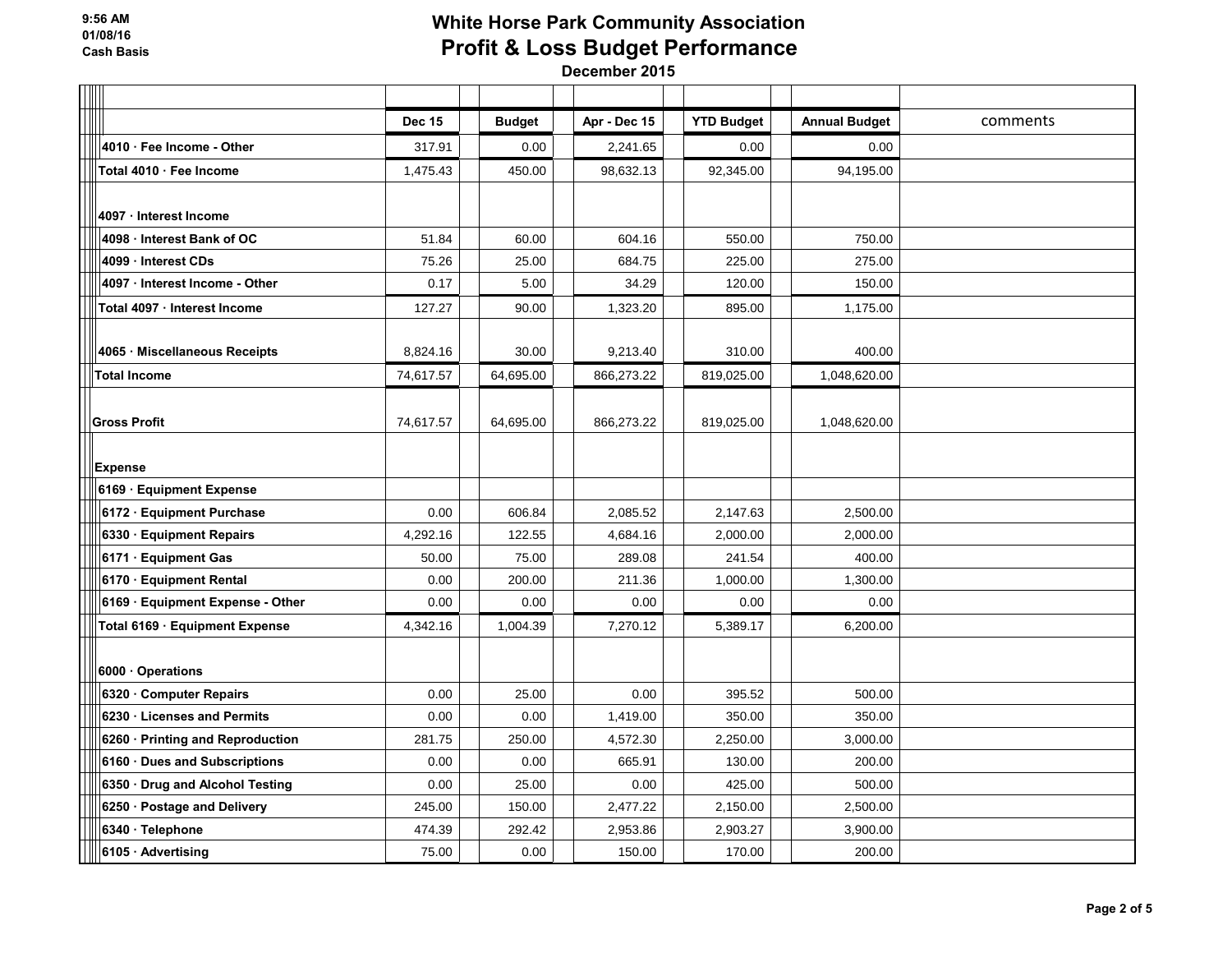# White Horse Park Community Association
## Profit & Loss Budget Performance
**December 2015**

9:56 AM
01/08/16
Cash Basis

| | Dec 15 | Budget | Apr - Dec 15 | YTD Budget | Annual Budget | comments |
|---|---|---|---|---|---|---|
| 4010 · Fee Income - Other | 317.91 | 0.00 | 2,241.65 | 0.00 | 0.00 | |
| Total 4010 · Fee Income | 1,475.43 | 450.00 | 98,632.13 | 92,345.00 | 94,195.00 | |
| 4097 · Interest Income | | | | | | |
| 4098 · Interest Bank of OC | 51.84 | 60.00 | 604.16 | 550.00 | 750.00 | |
| 4099 · Interest CDs | 75.26 | 25.00 | 684.75 | 225.00 | 275.00 | |
| 4097 · Interest Income - Other | 0.17 | 5.00 | 34.29 | 120.00 | 150.00 | |
| Total 4097 · Interest Income | 127.27 | 90.00 | 1,323.20 | 895.00 | 1,175.00 | |
| 4065 · Miscellaneous Receipts | 8,824.16 | 30.00 | 9,213.40 | 310.00 | 400.00 | |
| Total Income | 74,617.57 | 64,695.00 | 866,273.22 | 819,025.00 | 1,048,620.00 | |
| Gross Profit | 74,617.57 | 64,695.00 | 866,273.22 | 819,025.00 | 1,048,620.00 | |
| Expense | | | | | | |
| 6169 · Equipment Expense | | | | | | |
| 6172 · Equipment Purchase | 0.00 | 606.84 | 2,085.52 | 2,147.63 | 2,500.00 | |
| 6330 · Equipment Repairs | 4,292.16 | 122.55 | 4,684.16 | 2,000.00 | 2,000.00 | |
| 6171 · Equipment Gas | 50.00 | 75.00 | 289.08 | 241.54 | 400.00 | |
| 6170 · Equipment Rental | 0.00 | 200.00 | 211.36 | 1,000.00 | 1,300.00 | |
| 6169 · Equipment Expense - Other | 0.00 | 0.00 | 0.00 | 0.00 | 0.00 | |
| Total 6169 · Equipment Expense | 4,342.16 | 1,004.39 | 7,270.12 | 5,389.17 | 6,200.00 | |
| 6000 · Operations | | | | | | |
| 6320 · Computer Repairs | 0.00 | 25.00 | 0.00 | 395.52 | 500.00 | |
| 6230 · Licenses and Permits | 0.00 | 0.00 | 1,419.00 | 350.00 | 350.00 | |
| 6260 · Printing and Reproduction | 281.75 | 250.00 | 4,572.30 | 2,250.00 | 3,000.00 | |
| 6160 · Dues and Subscriptions | 0.00 | 0.00 | 665.91 | 130.00 | 200.00 | |
| 6350 · Drug and Alcohol Testing | 0.00 | 25.00 | 0.00 | 425.00 | 500.00 | |
| 6250 · Postage and Delivery | 245.00 | 150.00 | 2,477.22 | 2,150.00 | 2,500.00 | |
| 6340 · Telephone | 474.39 | 292.42 | 2,953.86 | 2,903.27 | 3,900.00 | |
| 6105 · Advertising | 75.00 | 0.00 | 150.00 | 170.00 | 200.00 | |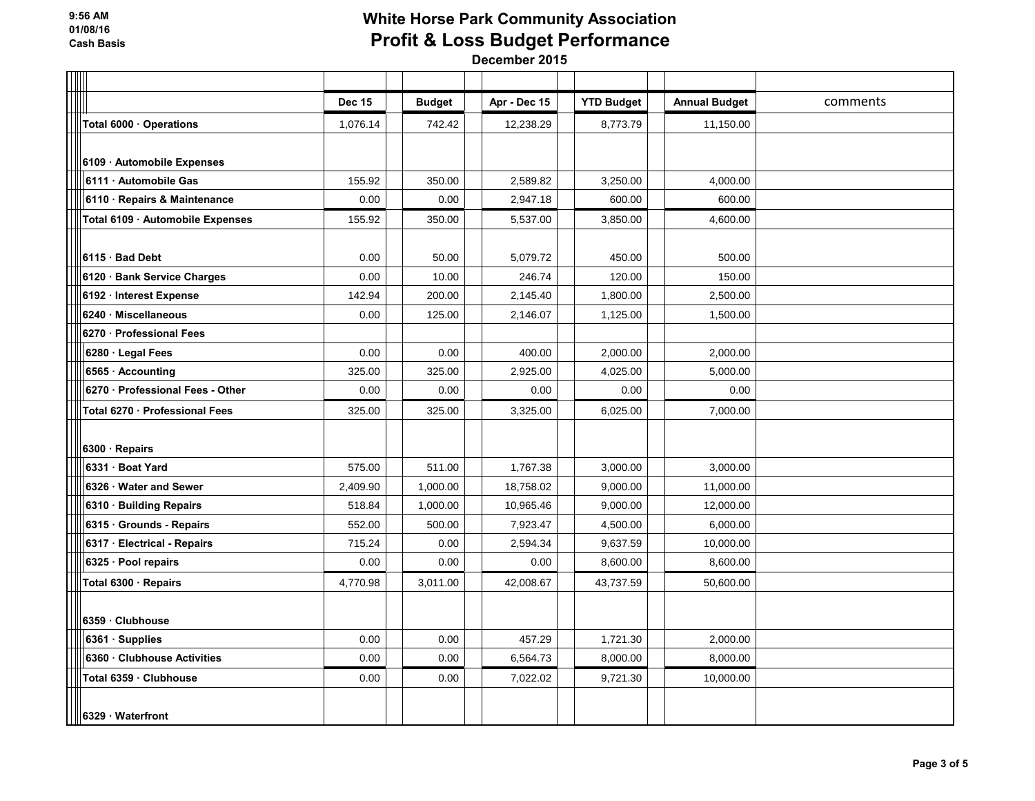9:56 AM
01/08/16
Cash Basis

# White Horse Park Community Association
## Profit & Loss Budget Performance
December 2015

| | Dec 15 | Budget | Apr - Dec 15 | YTD Budget | Annual Budget | comments |
|---|---|---|---|---|---|---|
| **Total 6000 · Operations** | 1,076.14 | 742.42 | 12,238.29 | 8,773.79 | 11,150.00 | |
| **6109 · Automobile Expenses** | | | | | | |
| **6111 · Automobile Gas** | 155.92 | 350.00 | 2,589.82 | 3,250.00 | 4,000.00 | |
| **6110 · Repairs & Maintenance** | 0.00 | 0.00 | 2,947.18 | 600.00 | 600.00 | |
| **Total 6109 · Automobile Expenses** | 155.92 | 350.00 | 5,537.00 | 3,850.00 | 4,600.00 | |
| **6115 · Bad Debt** | 0.00 | 50.00 | 5,079.72 | 450.00 | 500.00 | |
| **6120 · Bank Service Charges** | 0.00 | 10.00 | 246.74 | 120.00 | 150.00 | |
| **6192 · Interest Expense** | 142.94 | 200.00 | 2,145.40 | 1,800.00 | 2,500.00 | |
| **6240 · Miscellaneous** | 0.00 | 125.00 | 2,146.07 | 1,125.00 | 1,500.00 | |
| **6270 · Professional Fees** | | | | | | |
| **6280 · Legal Fees** | 0.00 | 0.00 | 400.00 | 2,000.00 | 2,000.00 | |
| **6565 · Accounting** | 325.00 | 325.00 | 2,925.00 | 4,025.00 | 5,000.00 | |
| **6270 · Professional Fees - Other** | 0.00 | 0.00 | 0.00 | 0.00 | 0.00 | |
| **Total 6270 · Professional Fees** | 325.00 | 325.00 | 3,325.00 | 6,025.00 | 7,000.00 | |
| **6300 · Repairs** | | | | | | |
| **6331 · Boat Yard** | 575.00 | 511.00 | 1,767.38 | 3,000.00 | 3,000.00 | |
| **6326 · Water and Sewer** | 2,409.90 | 1,000.00 | 18,758.02 | 9,000.00 | 11,000.00 | |
| **6310 · Building Repairs** | 518.84 | 1,000.00 | 10,965.46 | 9,000.00 | 12,000.00 | |
| **6315 · Grounds - Repairs** | 552.00 | 500.00 | 7,923.47 | 4,500.00 | 6,000.00 | |
| **6317 · Electrical - Repairs** | 715.24 | 0.00 | 2,594.34 | 9,637.59 | 10,000.00 | |
| **6325 · Pool repairs** | 0.00 | 0.00 | 0.00 | 8,600.00 | 8,600.00 | |
| **Total 6300 · Repairs** | 4,770.98 | 3,011.00 | 42,008.67 | 43,737.59 | 50,600.00 | |
| **6359 · Clubhouse** | | | | | | |
| **6361 · Supplies** | 0.00 | 0.00 | 457.29 | 1,721.30 | 2,000.00 | |
| **6360 · Clubhouse Activities** | 0.00 | 0.00 | 6,564.73 | 8,000.00 | 8,000.00 | |
| **Total 6359 · Clubhouse** | 0.00 | 0.00 | 7,022.02 | 9,721.30 | 10,000.00 | |
| **6329 · Waterfront** | | | | | | |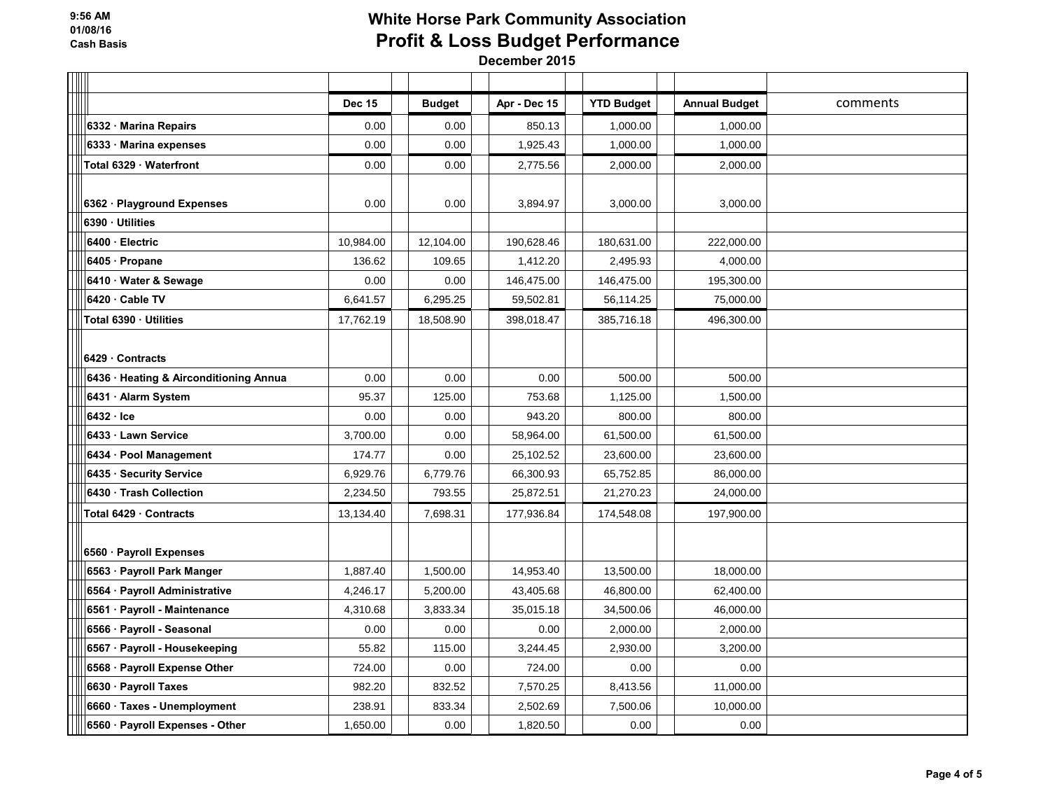**9:56 AM**
**01/08/16**
**Cash Basis**

# White Horse Park Community Association
## Profit & Loss Budget Performance
**December 2015**

| | Dec 15 | Budget | Apr - Dec 15 | YTD Budget | Annual Budget | comments |
|---|---|---|---|---|---|---|
| 6332 · Marina Repairs | 0.00 | 0.00 | 850.13 | 1,000.00 | 1,000.00 | |
| 6333 · Marina expenses | 0.00 | 0.00 | 1,925.43 | 1,000.00 | 1,000.00 | |
| Total 6329 · Waterfront | 0.00 | 0.00 | 2,775.56 | 2,000.00 | 2,000.00 | |
| | | | | | | |
| 6362 · Playground Expenses | 0.00 | 0.00 | 3,894.97 | 3,000.00 | 3,000.00 | |
| 6390 · Utilities | | | | | | |
| 6400 · Electric | 10,984.00 | 12,104.00 | 190,628.46 | 180,631.00 | 222,000.00 | |
| 6405 · Propane | 136.62 | 109.65 | 1,412.20 | 2,495.93 | 4,000.00 | |
| 6410 · Water & Sewage | 0.00 | 0.00 | 146,475.00 | 146,475.00 | 195,300.00 | |
| 6420 · Cable TV | 6,641.57 | 6,295.25 | 59,502.81 | 56,114.25 | 75,000.00 | |
| Total 6390 · Utilities | 17,762.19 | 18,508.90 | 398,018.47 | 385,716.18 | 496,300.00 | |
| | | | | | | |
| 6429 · Contracts | | | | | | |
| 6436 · Heating & Airconditioning Annua | 0.00 | 0.00 | 0.00 | 500.00 | 500.00 | |
| 6431 · Alarm System | 95.37 | 125.00 | 753.68 | 1,125.00 | 1,500.00 | |
| 6432 · Ice | 0.00 | 0.00 | 943.20 | 800.00 | 800.00 | |
| 6433 · Lawn Service | 3,700.00 | 0.00 | 58,964.00 | 61,500.00 | 61,500.00 | |
| 6434 · Pool Management | 174.77 | 0.00 | 25,102.52 | 23,600.00 | 23,600.00 | |
| 6435 · Security Service | 6,929.76 | 6,779.76 | 66,300.93 | 65,752.85 | 86,000.00 | |
| 6430 · Trash Collection | 2,234.50 | 793.55 | 25,872.51 | 21,270.23 | 24,000.00 | |
| Total 6429 · Contracts | 13,134.40 | 7,698.31 | 177,936.84 | 174,548.08 | 197,900.00 | |
| | | | | | | |
| 6560 · Payroll Expenses | | | | | | |
| 6563 · Payroll Park Manger | 1,887.40 | 1,500.00 | 14,953.40 | 13,500.00 | 18,000.00 | |
| 6564 · Payroll Administrative | 4,246.17 | 5,200.00 | 43,405.68 | 46,800.00 | 62,400.00 | |
| 6561 · Payroll - Maintenance | 4,310.68 | 3,833.34 | 35,015.18 | 34,500.06 | 46,000.00 | |
| 6566 · Payroll - Seasonal | 0.00 | 0.00 | 0.00 | 2,000.00 | 2,000.00 | |
| 6567 · Payroll - Housekeeping | 55.82 | 115.00 | 3,244.45 | 2,930.00 | 3,200.00 | |
| 6568 · Payroll Expense Other | 724.00 | 0.00 | 724.00 | 0.00 | 0.00 | |
| 6630 · Payroll Taxes | 982.20 | 832.52 | 7,570.25 | 8,413.56 | 11,000.00 | |
| 6660 · Taxes - Unemployment | 238.91 | 833.34 | 2,502.69 | 7,500.06 | 10,000.00 | |
| 6560 · Payroll Expenses - Other | 1,650.00 | 0.00 | 1,820.50 | 0.00 | 0.00 | |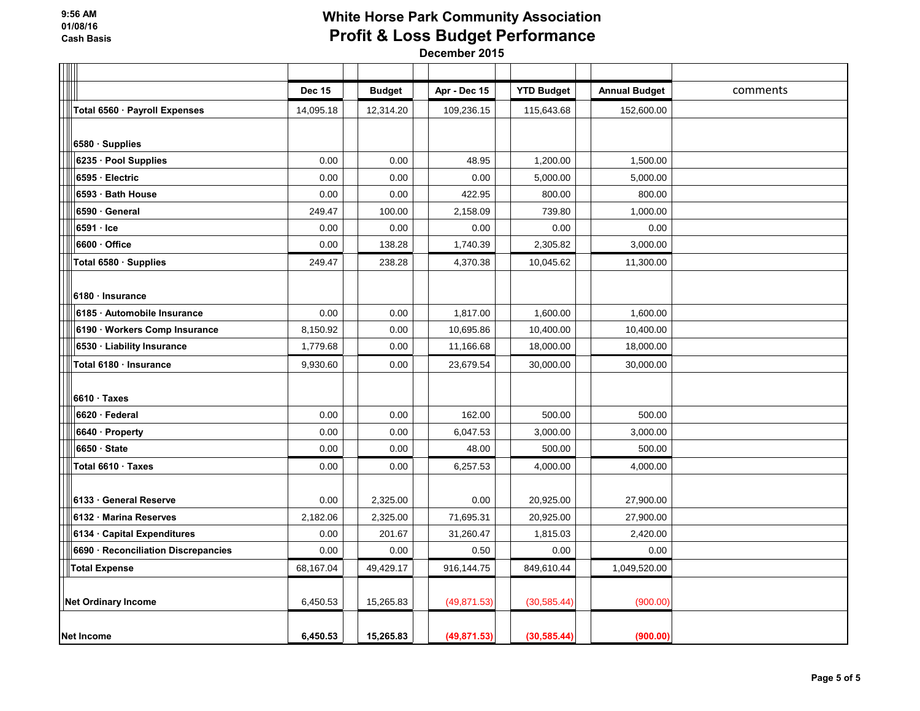9:56 AM
01/08/16
Cash Basis

# White Horse Park Community Association
## Profit & Loss Budget Performance
### December 2015

| | Dec 15 | Budget | Apr - Dec 15 | YTD Budget | Annual Budget | comments |
|---|---|---|---|---|---|---|
| **Total 6560 · Payroll Expenses** | 14,095.18 | 12,314.20 | 109,236.15 | 115,643.68 | 152,600.00 | |
| **6580 · Supplies** | | | | | | |
| **6235 · Pool Supplies** | 0.00 | 0.00 | 48.95 | 1,200.00 | 1,500.00 | |
| **6595 · Electric** | 0.00 | 0.00 | 0.00 | 5,000.00 | 5,000.00 | |
| **6593 · Bath House** | 0.00 | 0.00 | 422.95 | 800.00 | 800.00 | |
| **6590 · General** | 249.47 | 100.00 | 2,158.09 | 739.80 | 1,000.00 | |
| **6591 · Ice** | 0.00 | 0.00 | 0.00 | 0.00 | 0.00 | |
| **6600 · Office** | 0.00 | 138.28 | 1,740.39 | 2,305.82 | 3,000.00 | |
| **Total 6580 · Supplies** | 249.47 | 238.28 | 4,370.38 | 10,045.62 | 11,300.00 | |
| **6180 · Insurance** | | | | | | |
| **6185 · Automobile Insurance** | 0.00 | 0.00 | 1,817.00 | 1,600.00 | 1,600.00 | |
| **6190 · Workers Comp Insurance** | 8,150.92 | 0.00 | 10,695.86 | 10,400.00 | 10,400.00 | |
| **6530 · Liability Insurance** | 1,779.68 | 0.00 | 11,166.68 | 18,000.00 | 18,000.00 | |
| **Total 6180 · Insurance** | 9,930.60 | 0.00 | 23,679.54 | 30,000.00 | 30,000.00 | |
| **6610 · Taxes** | | | | | | |
| **6620 · Federal** | 0.00 | 0.00 | 162.00 | 500.00 | 500.00 | |
| **6640 · Property** | 0.00 | 0.00 | 6,047.53 | 3,000.00 | 3,000.00 | |
| **6650 · State** | 0.00 | 0.00 | 48.00 | 500.00 | 500.00 | |
| **Total 6610 · Taxes** | 0.00 | 0.00 | 6,257.53 | 4,000.00 | 4,000.00 | |
| **6133 · General Reserve** | 0.00 | 2,325.00 | 0.00 | 20,925.00 | 27,900.00 | |
| **6132 · Marina Reserves** | 2,182.06 | 2,325.00 | 71,695.31 | 20,925.00 | 27,900.00 | |
| **6134 · Capital Expenditures** | 0.00 | 201.67 | 31,260.47 | 1,815.03 | 2,420.00 | |
| **6690 · Reconciliation Discrepancies** | 0.00 | 0.00 | 0.50 | 0.00 | 0.00 | |
| **Total Expense** | 68,167.04 | 49,429.17 | 916,144.75 | 849,610.44 | 1,049,520.00 | |
| **Net Ordinary Income** | 6,450.53 | 15,265.83 | (49,871.53) | (30,585.44) | (900.00) | |
| **Net Income** | **6,450.53** | **15,265.83** | **(49,871.53)** | **(30,585.44)** | **(900.00)** | |